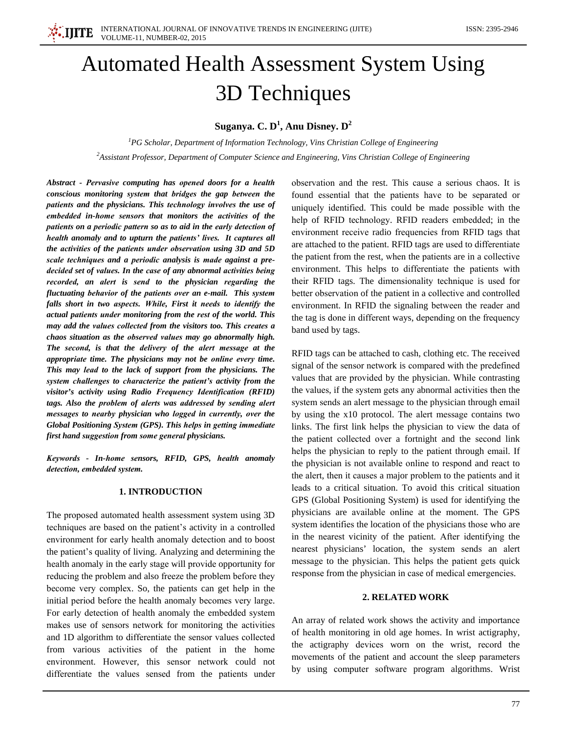# Automated Health Assessment System Using 3D Techniques

**Suganya. C. D[1], Anu Disney. D[2]**

[1]*PG Scholar, Department of Information Technology, Vins Christian College of Engineering*

[2]*Assistant Professor, Department of Computer Science and Engineering, Vins Christian College of Engineering*

***Abstract - Pervasive computing has opened doors for a health conscious monitoring system that bridges the gap between the patients and the physicians. This technology involves the use of embedded in-home sensors that monitors the activities of the patients on a periodic pattern so as to aid in the early detection of health anomaly and to upturn the patients' lives. It captures all the activities of the patients under observation using 3D and 5D scale techniques and a periodic analysis is made against a pre-decided set of values. In the case of any abnormal activities being recorded, an alert is send to the physician regarding the fluctuating behavior of the patients over an e-mail. This system falls short in two aspects. While, First it needs to identify the actual patients under monitoring from the rest of the world. This may add the values collected from the visitors too. This creates a chaos situation as the observed values may go abnormally high. The second, is that the delivery of the alert message at the appropriate time. The physicians may not be online every time. This may lead to the lack of support from the physicians. The system challenges to characterize the patient's activity from the visitor's activity using Radio Frequency Identification (RFID) tags. Also the problem of alerts was addressed by sending alert messages to nearby physician who logged in currently, over the Global Positioning System (GPS). This helps in getting immediate first hand suggestion from some general physicians.***

***Keywords - In-home sensors, RFID, GPS, health anomaly detection, embedded system.***

## 1. INTRODUCTION

The proposed automated health assessment system using 3D techniques are based on the patient's activity in a controlled environment for early health anomaly detection and to boost the patient's quality of living. Analyzing and determining the health anomaly in the early stage will provide opportunity for reducing the problem and also freeze the problem before they become very complex. So, the patients can get help in the initial period before the health anomaly becomes very large. For early detection of health anomaly the embedded system makes use of sensors network for monitoring the activities and 1D algorithm to differentiate the sensor values collected from various activities of the patient in the home environment. However, this sensor network could not differentiate the values sensed from the patients under observation and the rest. This cause a serious chaos. It is found essential that the patients have to be separated or uniquely identified. This could be made possible with the help of RFID technology. RFID readers embedded; in the environment receive radio frequencies from RFID tags that are attached to the patient. RFID tags are used to differentiate the patient from the rest, when the patients are in a collective environment. This helps to differentiate the patients with their RFID tags. The dimensionality technique is used for better observation of the patient in a collective and controlled environment. In RFID the signaling between the reader and the tag is done in different ways, depending on the frequency band used by tags.

RFID tags can be attached to cash, clothing etc. The received signal of the sensor network is compared with the predefined values that are provided by the physician. While contrasting the values, if the system gets any abnormal activities then the system sends an alert message to the physician through email by using the x10 protocol. The alert message contains two links. The first link helps the physician to view the data of the patient collected over a fortnight and the second link helps the physician to reply to the patient through email. If the physician is not available online to respond and react to the alert, then it causes a major problem to the patients and it leads to a critical situation. To avoid this critical situation GPS (Global Positioning System) is used for identifying the physicians are available online at the moment. The GPS system identifies the location of the physicians those who are in the nearest vicinity of the patient. After identifying the nearest physicians' location, the system sends an alert message to the physician. This helps the patient gets quick response from the physician in case of medical emergencies.

## 2. RELATED WORK

An array of related work shows the activity and importance of health monitoring in old age homes. In wrist actigraphy, the actigraphy devices worn on the wrist, record the movements of the patient and account the sleep parameters by using computer software program algorithms. Wrist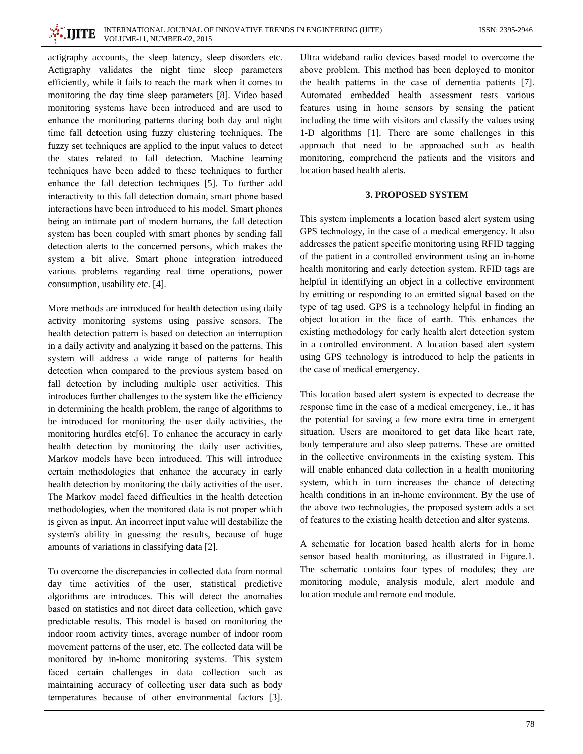actigraphy accounts, the sleep latency, sleep disorders etc. Actigraphy validates the night time sleep parameters efficiently, while it fails to reach the mark when it comes to monitoring the day time sleep parameters [8]. Video based monitoring systems have been introduced and are used to enhance the monitoring patterns during both day and night time fall detection using fuzzy clustering techniques. The fuzzy set techniques are applied to the input values to detect the states related to fall detection. Machine learning techniques have been added to these techniques to further enhance the fall detection techniques [5]. To further add interactivity to this fall detection domain, smart phone based interactions have been introduced to his model. Smart phones being an intimate part of modern humans, the fall detection system has been coupled with smart phones by sending fall detection alerts to the concerned persons, which makes the system a bit alive. Smart phone integration introduced various problems regarding real time operations, power consumption, usability etc. [4].

More methods are introduced for health detection using daily activity monitoring systems using passive sensors. The health detection pattern is based on detection an interruption in a daily activity and analyzing it based on the patterns. This system will address a wide range of patterns for health detection when compared to the previous system based on fall detection by including multiple user activities. This introduces further challenges to the system like the efficiency in determining the health problem, the range of algorithms to be introduced for monitoring the user daily activities, the monitoring hurdles etc[6]. To enhance the accuracy in early health detection by monitoring the daily user activities, Markov models have been introduced. This will introduce certain methodologies that enhance the accuracy in early health detection by monitoring the daily activities of the user. The Markov model faced difficulties in the health detection methodologies, when the monitored data is not proper which is given as input. An incorrect input value will destabilize the system's ability in guessing the results, because of huge amounts of variations in classifying data [2].

To overcome the discrepancies in collected data from normal day time activities of the user, statistical predictive algorithms are introduces. This will detect the anomalies based on statistics and not direct data collection, which gave predictable results. This model is based on monitoring the indoor room activity times, average number of indoor room movement patterns of the user, etc. The collected data will be monitored by in-home monitoring systems. This system faced certain challenges in data collection such as maintaining accuracy of collecting user data such as body temperatures because of other environmental factors [3]. Ultra wideband radio devices based model to overcome the above problem. This method has been deployed to monitor the health patterns in the case of dementia patients [7]. Automated embedded health assessment tests various features using in home sensors by sensing the patient including the time with visitors and classify the values using 1-D algorithms [1]. There are some challenges in this approach that need to be approached such as health monitoring, comprehend the patients and the visitors and location based health alerts.

## 3. PROPOSED SYSTEM

This system implements a location based alert system using GPS technology, in the case of a medical emergency. It also addresses the patient specific monitoring using RFID tagging of the patient in a controlled environment using an in-home health monitoring and early detection system. RFID tags are helpful in identifying an object in a collective environment by emitting or responding to an emitted signal based on the type of tag used. GPS is a technology helpful in finding an object location in the face of earth. This enhances the existing methodology for early health alert detection system in a controlled environment. A location based alert system using GPS technology is introduced to help the patients in the case of medical emergency.

This location based alert system is expected to decrease the response time in the case of a medical emergency, i.e., it has the potential for saving a few more extra time in emergent situation. Users are monitored to get data like heart rate, body temperature and also sleep patterns. These are omitted in the collective environments in the existing system. This will enable enhanced data collection in a health monitoring system, which in turn increases the chance of detecting health conditions in an in-home environment. By the use of the above two technologies, the proposed system adds a set of features to the existing health detection and alter systems.

A schematic for location based health alerts for in home sensor based health monitoring, as illustrated in Figure.1. The schematic contains four types of modules; they are monitoring module, analysis module, alert module and location module and remote end module.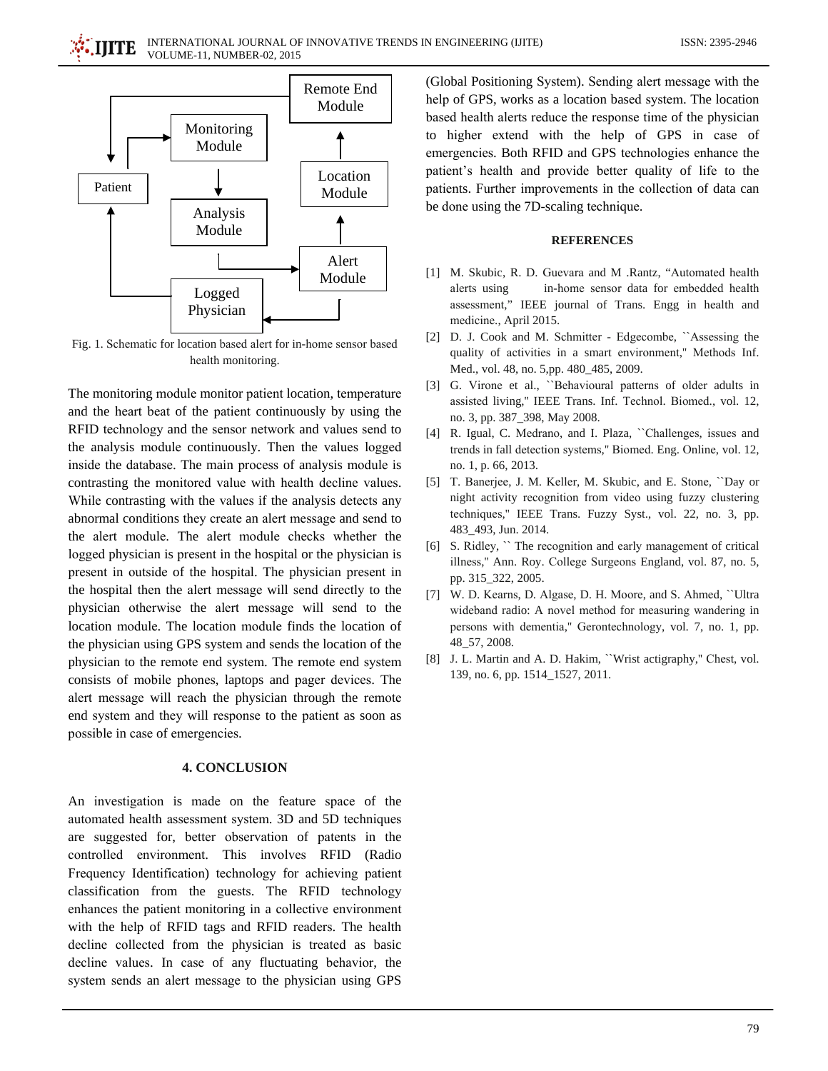Remote End Module

Monitoring Module

Patient

Location Module

Analysis Module

Alert Module

Logged Physician

Fig. 1. Schematic for location based alert for in-home sensor based health monitoring.

The monitoring module monitor patient location, temperature and the heart beat of the patient continuously by using the RFID technology and the sensor network and values send to the analysis module continuously. Then the values logged inside the database. The main process of analysis module is contrasting the monitored value with health decline values. While contrasting with the values if the analysis detects any abnormal conditions they create an alert message and send to the alert module. The alert module checks whether the logged physician is present in the hospital or the physician is present in outside of the hospital. The physician present in the hospital then the alert message will send directly to the physician otherwise the alert message will send to the location module. The location module finds the location of the physician using GPS system and sends the location of the physician to the remote end system. The remote end system consists of mobile phones, laptops and pager devices. The alert message will reach the physician through the remote end system and they will response to the patient as soon as possible in case of emergencies.

## 4. CONCLUSION

An investigation is made on the feature space of the automated health assessment system. 3D and 5D techniques are suggested for, better observation of patents in the controlled environment. This involves RFID (Radio Frequency Identification) technology for achieving patient classification from the guests. The RFID technology enhances the patient monitoring in a collective environment with the help of RFID tags and RFID readers. The health decline collected from the physician is treated as basic decline values. In case of any fluctuating behavior, the system sends an alert message to the physician using GPS (Global Positioning System). Sending alert message with the help of GPS, works as a location based system. The location based health alerts reduce the response time of the physician to higher extend with the help of GPS in case of emergencies. Both RFID and GPS technologies enhance the patient's health and provide better quality of life to the patients. Further improvements in the collection of data can be done using the 7D-scaling technique.

## REFERENCES

[1] M. Skubic, R. D. Guevara and M .Rantz, "Automated health alerts using in-home sensor data for embedded health assessment," IEEE journal of Trans. Engg in health and medicine., April 2015.

[2] D. J. Cook and M. Schmitter - Edgecombe, ``Assessing the quality of activities in a smart environment," Methods Inf. Med., vol. 48, no. 5,pp. 480_485, 2009.

[3] G. Virone et al., ``Behavioural patterns of older adults in assisted living," IEEE Trans. Inf. Technol. Biomed., vol. 12, no. 3, pp. 387_398, May 2008.

[4] R. Igual, C. Medrano, and I. Plaza, ``Challenges, issues and trends in fall detection systems," Biomed. Eng. Online, vol. 12, no. 1, p. 66, 2013.

[5] T. Banerjee, J. M. Keller, M. Skubic, and E. Stone, ``Day or night activity recognition from video using fuzzy clustering techniques," IEEE Trans. Fuzzy Syst., vol. 22, no. 3, pp. 483_493, Jun. 2014.

[6] S. Ridley, `` The recognition and early management of critical illness," Ann. Roy. College Surgeons England, vol. 87, no. 5, pp. 315_322, 2005.

[7] W. D. Kearns, D. Algase, D. H. Moore, and S. Ahmed, ``Ultra wideband radio: A novel method for measuring wandering in persons with dementia," Gerontechnology, vol. 7, no. 1, pp. 48_57, 2008.

[8] J. L. Martin and A. D. Hakim, ``Wrist actigraphy," Chest, vol. 139, no. 6, pp. 1514_1527, 2011.